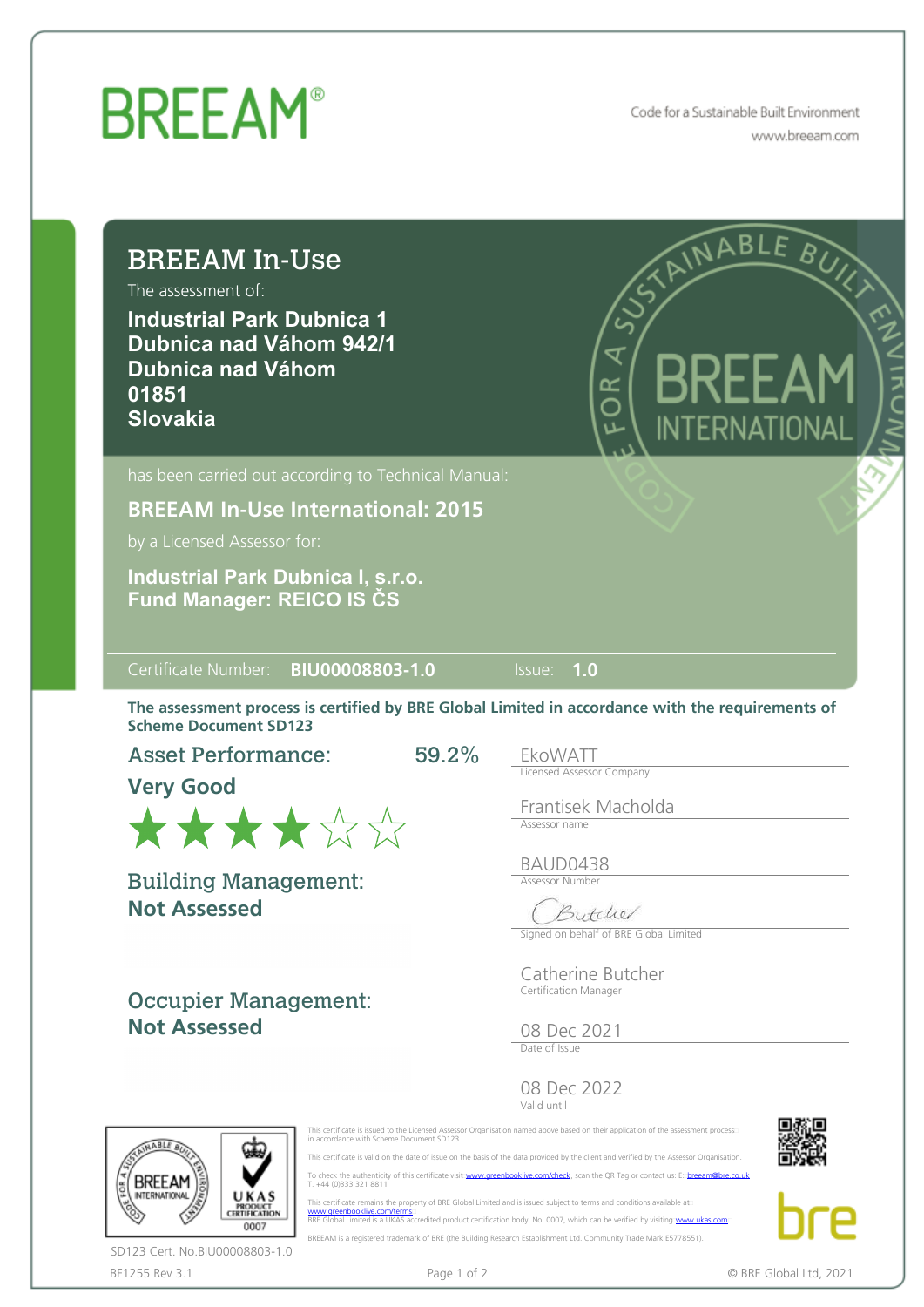# BREEAM®

Code for a Sustainable Built Environment
www.breeam.com

## BREEAM In-Use

The assessment of:

**Industrial Park Dubnica 1**
**Dubnica nad Váhom 942/1**
**Dubnica nad Váhom**
**01851**
**Slovakia**

has been carried out according to Technical Manual:

**BREEAM In-Use International: 2015**

by a Licensed Assessor for:

**Industrial Park Dubnica I, s.r.o.**
**Fund Manager: REICO IS ČS**

Certificate Number: **BIU00008803-1.0** Issue: **1.0**

**The assessment process is certified by BRE Global Limited in accordance with the requirements of Scheme Document SD123**

### Asset Performance: 59.2%

**Very Good**

★★★★☆☆

### Building Management:

**Not Assessed**

### Occupier Management:

**Not Assessed**

EkoWATT
Licensed Assessor Company

Frantisek Macholda
Assessor name

BAUD0438
Assessor Number

Signed on behalf of BRE Global Limited

Catherine Butcher
Certification Manager

08 Dec 2021
Date of Issue

08 Dec 2022
Valid until

This certificate is issued to the Licensed Assessor Organisation named above based on their application of the assessment process in accordance with Scheme Document SD123.

This certificate is valid on the date of issue on the basis of the data provided by the client and verified by the Assessor Organisation.

To check the authenticity of this certificate visit www.greenbooklive.com/check, scan the QR Tag or contact us: E: breeam@bre.co.uk T. +44 (0)333 321 8811

This certificate remains the property of BRE Global Limited and is issued subject to terms and conditions available at www.greenbooklive.com/terms
BRE Global Limited is a UKAS accredited product certification body, No. 0007, which can be verified by visiting www.ukas.com

BREEAM is a registered trademark of BRE (the Building Research Establishment Ltd. Community Trade Mark E5778551).

UKAS PRODUCT CERTIFICATION 0007

SD123 Cert. No.BIU00008803-1.0

BF1255 Rev 3.1

© BRE Global Ltd, 2021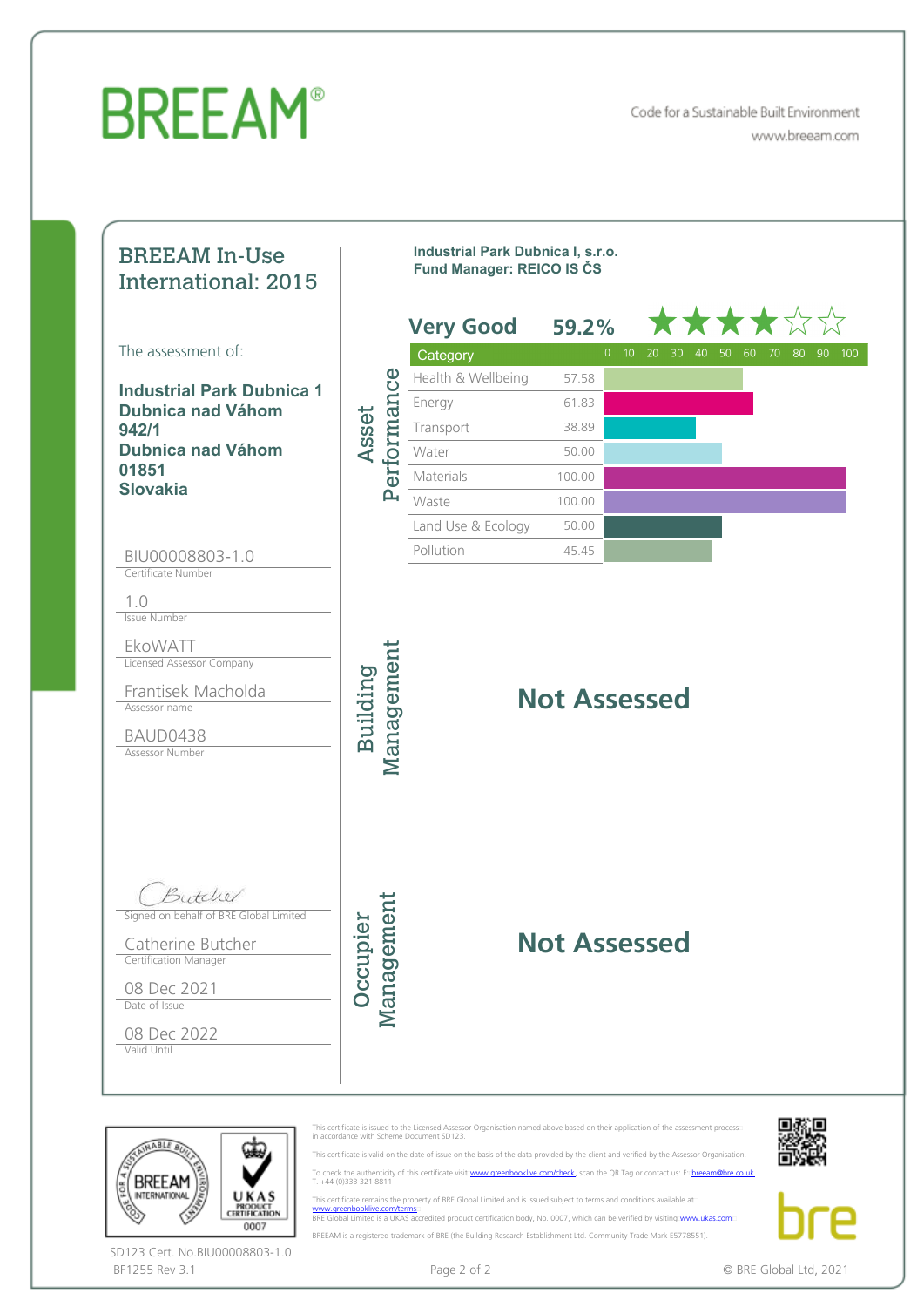# BREEAM®

Code for a Sustainable Built Environment
www.breeam.com

## BREEAM In-Use International: 2015

The assessment of:

**Industrial Park Dubnica 1**
**Dubnica nad Váhom**
**942/1**
**Dubnica nad Váhom**
**01851**
**Slovakia**

BIU00008803-1.0
Certificate Number

1.0
Issue Number

EkoWATT
Licensed Assessor Company

Frantisek Macholda
Assessor name

BAUD0438
Assessor Number

Signed on behalf of BRE Global Limited

Catherine Butcher
Certification Manager

08 Dec 2021
Date of Issue

08 Dec 2022
Valid Until

**Industrial Park Dubnica I, s.r.o.**
**Fund Manager: REICO IS ČS**

### Asset Performance

**Very Good 59.2%** ★★★★☆☆

Category
0 10 20 30 40 50 60 70 80 90 100

Health & Wellbeing 57.58
Energy 61.83
Transport 38.89
Water 50.00
Materials 100.00
Waste 100.00
Land Use & Ecology 50.00
Pollution 45.45

### Building Management

**Not Assessed**

### Occupier Management

**Not Assessed**

This certificate is issued to the Licensed Assessor Organisation named above based on their application of the assessment process in accordance with Scheme Document SD123.

This certificate is valid on the date of issue on the basis of the data provided by the client and verified by the Assessor Organisation.

To check the authenticity of this certificate visit www.greenbooklive.com/check, scan the QR Tag or contact us: E: breeam@bre.co.uk T. +44 (0)333 321 8811

This certificate remains the property of BRE Global Limited and is issued subject to terms and conditions available at: www.greenbooklive.com/terms
BRE Global Limited is a UKAS accredited product certification body, No. 0007, which can be verified by visiting www.ukas.com

BREEAM is a registered trademark of BRE (the Building Research Establishment Ltd. Community Trade Mark E5778551).

SD123 Cert. No.BIU00008803-1.0
BF1255 Rev 3.1

© BRE Global Ltd, 2021